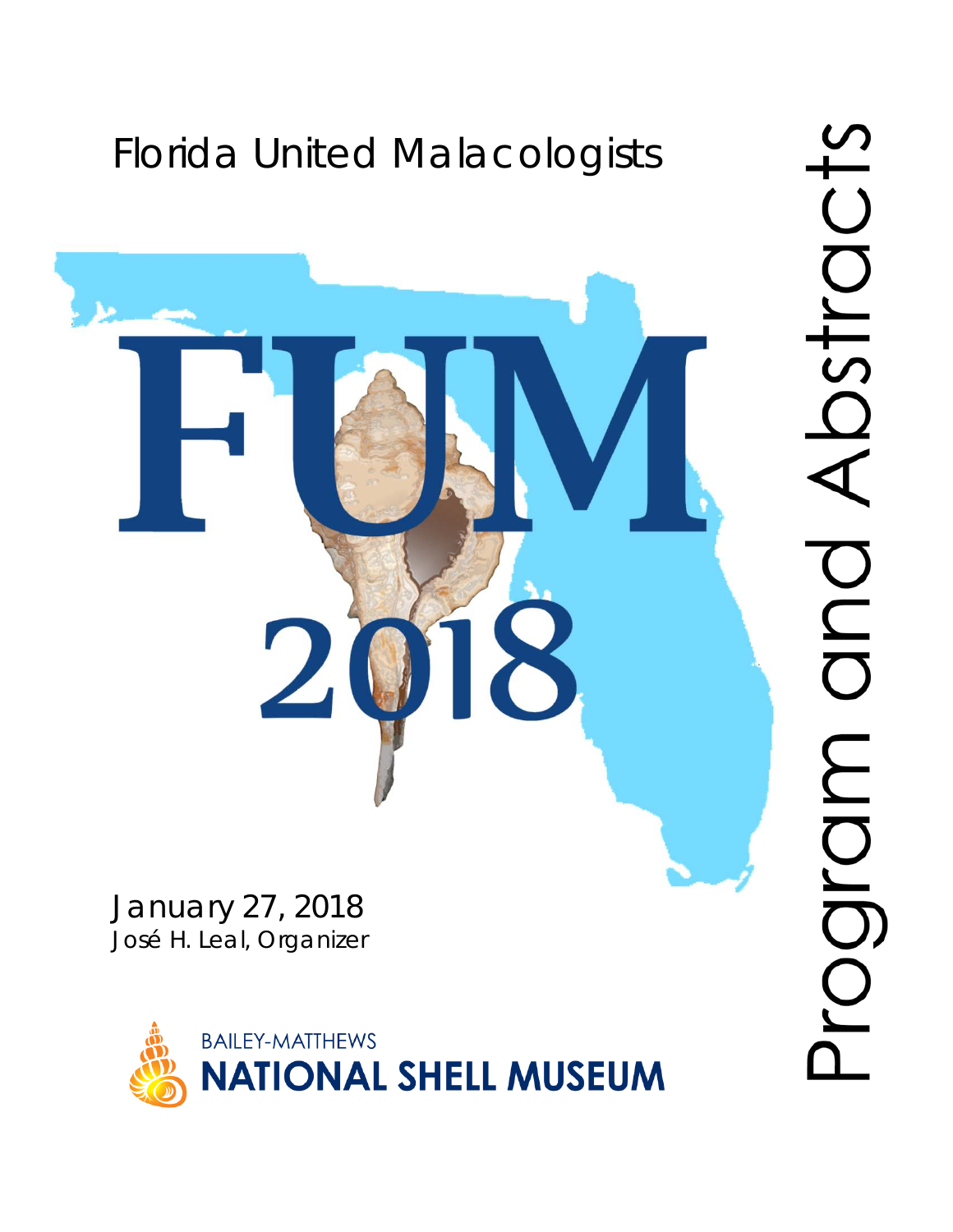# Florida United Malacologists

# FUM 2018

January 27, 2018

José H. Leal, Organizer

BAILEY-MATTHEWS NATIONAL SHELL MUSEUM

Program and Abstracts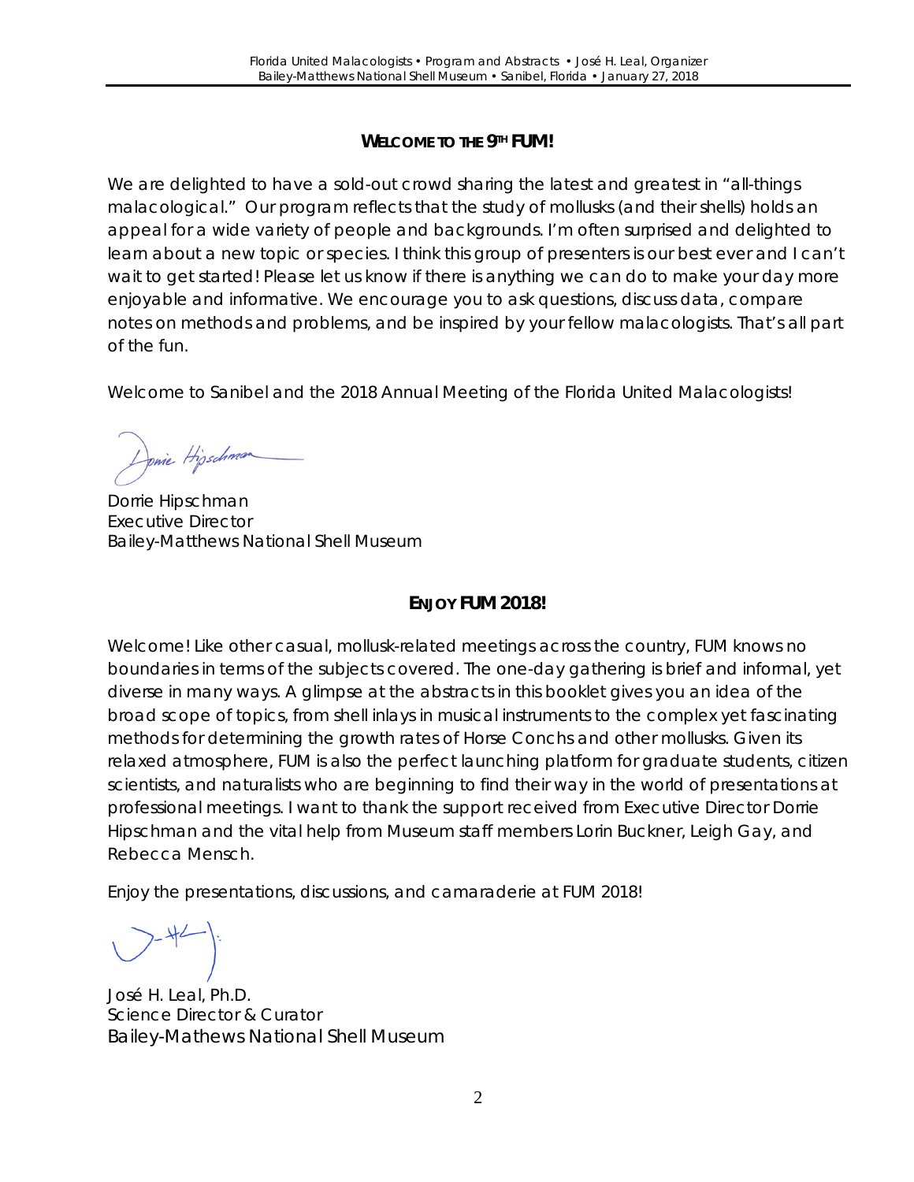## WELCOME TO THE 9TH FUM!

We are delighted to have a sold-out crowd sharing the latest and greatest in "all-things malacological." Our program reflects that the study of mollusks (and their shells) holds an appeal for a wide variety of people and backgrounds. I'm often surprised and delighted to learn about a new topic or species. I think this group of presenters is our best ever and I can't wait to get started! Please let us know if there is anything we can do to make your day more enjoyable and informative. We encourage you to ask questions, discuss data, compare notes on methods and problems, and be inspired by your fellow malacologists. That's all part of the fun.

Welcome to Sanibel and the 2018 Annual Meeting of the Florida United Malacologists!

Dorrie Hipschman
Executive Director
Bailey-Matthews National Shell Museum

## ENJOY FUM 2018!

Welcome! Like other casual, mollusk-related meetings across the country, FUM knows no boundaries in terms of the subjects covered. The one-day gathering is brief and informal, yet diverse in many ways. A glimpse at the abstracts in this booklet gives you an idea of the broad scope of topics, from shell inlays in musical instruments to the complex yet fascinating methods for determining the growth rates of Horse Conchs and other mollusks. Given its relaxed atmosphere, FUM is also the perfect launching platform for graduate students, citizen scientists, and naturalists who are beginning to find their way in the world of presentations at professional meetings. I want to thank the support received from Executive Director Dorrie Hipschman and the vital help from Museum staff members Lorin Buckner, Leigh Gay, and Rebecca Mensch.

Enjoy the presentations, discussions, and camaraderie at FUM 2018!

José H. Leal, Ph.D.
Science Director & Curator
Bailey-Mathews National Shell Museum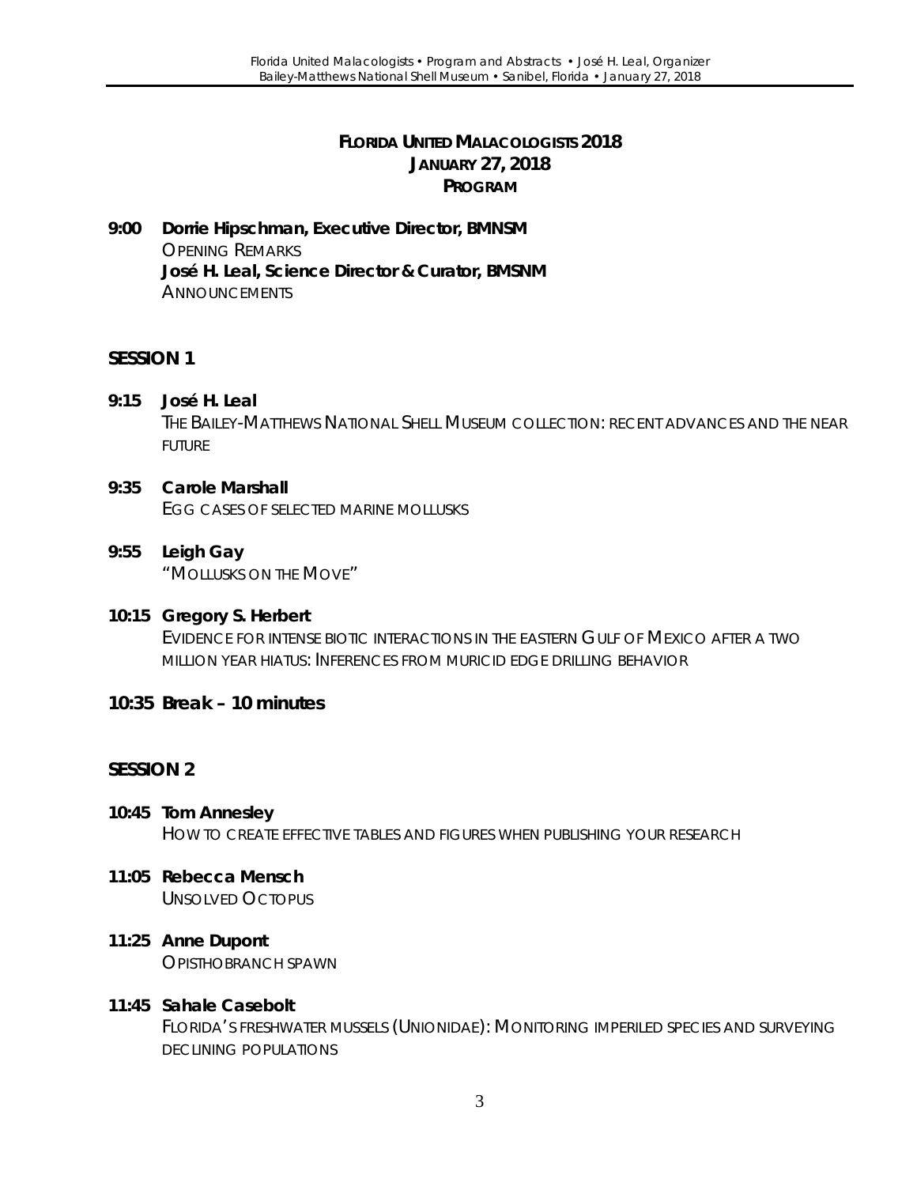# FLORIDA UNITED MALACOLOGISTS 2018
## JANUARY 27, 2018
## PROGRAM

**9:00 Dorrie Hipschman, Executive Director, BMNSM**
OPENING REMARKS
**José H. Leal, Science Director & Curator, BMSNM**
ANNOUNCEMENTS

## SESSION 1

**9:15 José H. Leal**
THE BAILEY-MATTHEWS NATIONAL SHELL MUSEUM COLLECTION: RECENT ADVANCES AND THE NEAR FUTURE

**9:35 Carole Marshall**
EGG CASES OF SELECTED MARINE MOLLUSKS

**9:55 Leigh Gay**
"MOLLUSKS ON THE MOVE"

**10:15 Gregory S. Herbert**
EVIDENCE FOR INTENSE BIOTIC INTERACTIONS IN THE EASTERN GULF OF MEXICO AFTER A TWO MILLION YEAR HIATUS: INFERENCES FROM MURICID EDGE DRILLING BEHAVIOR

**10:35 Break – 10 minutes**

## SESSION 2

**10:45 Tom Annesley**
HOW TO CREATE EFFECTIVE TABLES AND FIGURES WHEN PUBLISHING YOUR RESEARCH

**11:05 Rebecca Mensch**
UNSOLVED OCTOPUS

**11:25 Anne Dupont**
OPISTHOBRANCH SPAWN

**11:45 Sahale Casebolt**
FLORIDA'S FRESHWATER MUSSELS (UNIONIDAE): MONITORING IMPERILED SPECIES AND SURVEYING DECLINING POPULATIONS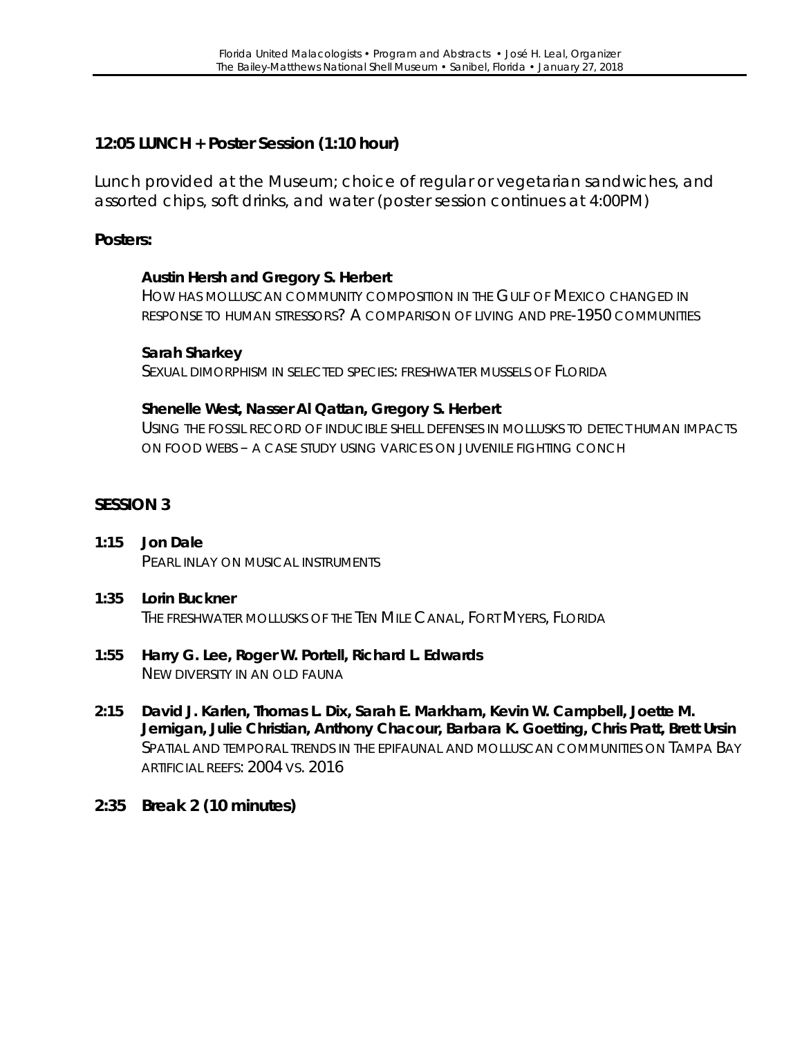### 12:05 LUNCH + Poster Session (1:10 hour)

Lunch provided at the Museum; choice of regular or vegetarian sandwiches, and assorted chips, soft drinks, and water (poster session continues at 4:00PM)

**Posters:**

**Austin Hersh and Gregory S. Herbert**
HOW HAS MOLLUSCAN COMMUNITY COMPOSITION IN THE GULF OF MEXICO CHANGED IN RESPONSE TO HUMAN STRESSORS? A COMPARISON OF LIVING AND PRE-1950 COMMUNITIES

**Sarah Sharkey**
SEXUAL DIMORPHISM IN SELECTED SPECIES: FRESHWATER MUSSELS OF FLORIDA

**Shenelle West, Nasser Al Qattan, Gregory S. Herbert**
USING THE FOSSIL RECORD OF INDUCIBLE SHELL DEFENSES IN MOLLUSKS TO DETECT HUMAN IMPACTS ON FOOD WEBS – A CASE STUDY USING VARICES ON JUVENILE FIGHTING CONCH

### SESSION 3

**1:15 Jon Dale**
PEARL INLAY ON MUSICAL INSTRUMENTS

**1:35 Lorin Buckner**
THE FRESHWATER MOLLUSKS OF THE TEN MILE CANAL, FORT MYERS, FLORIDA

**1:55 Harry G. Lee, Roger W. Portell, Richard L. Edwards**
NEW DIVERSITY IN AN OLD FAUNA

**2:15 David J. Karlen, Thomas L. Dix, Sarah E. Markham, Kevin W. Campbell, Joette M. Jernigan, Julie Christian, Anthony Chacour, Barbara K. Goetting, Chris Pratt, Brett Ursin**
SPATIAL AND TEMPORAL TRENDS IN THE EPIFAUNAL AND MOLLUSCAN COMMUNITIES ON TAMPA BAY ARTIFICIAL REEFS: 2004 VS. 2016

**2:35 Break 2 (10 minutes)**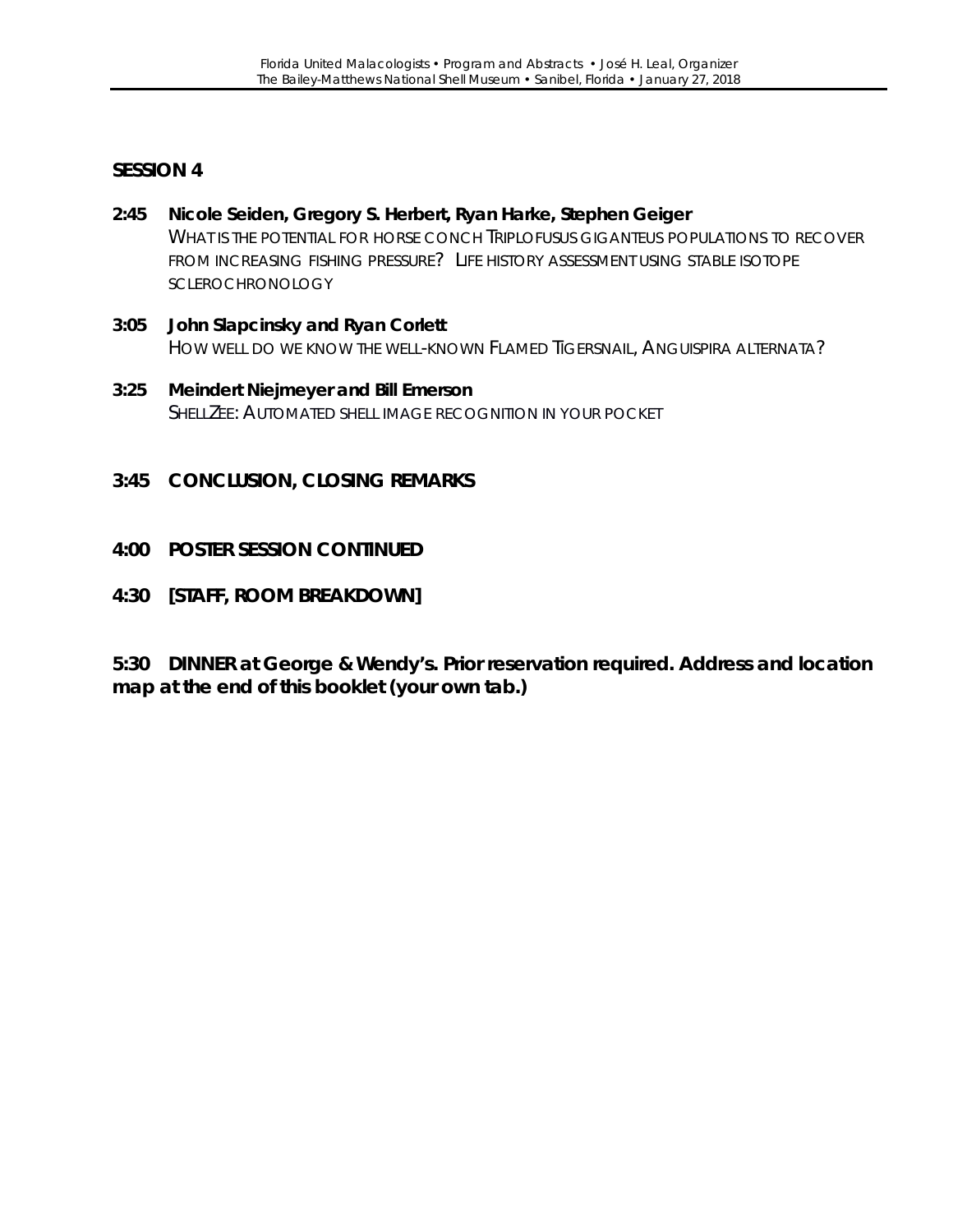**SESSION 4**

**2:45 Nicole Seiden, Gregory S. Herbert, Ryan Harke, Stephen Geiger**
WHAT IS THE POTENTIAL FOR HORSE CONCH TRIPLOFUSUS GIGANTEUS POPULATIONS TO RECOVER FROM INCREASING FISHING PRESSURE? LIFE HISTORY ASSESSMENT USING STABLE ISOTOPE SCLEROCHRONOLOGY

**3:05 John Slapcinsky and Ryan Corlett**
HOW WELL DO WE KNOW THE WELL-KNOWN FLAMED TIGERSNAIL, ANGUISPIRA ALTERNATA?

**3:25 Meindert Niejmeyer and Bill Emerson**
SHELLZEE: AUTOMATED SHELL IMAGE RECOGNITION IN YOUR POCKET

**3:45 CONCLUSION, CLOSING REMARKS**

**4:00 POSTER SESSION CONTINUED**

**4:30 [STAFF, ROOM BREAKDOWN]**

**5:30 DINNER at George & Wendy's. Prior reservation required. Address and location map at the end of this booklet (your own tab.)**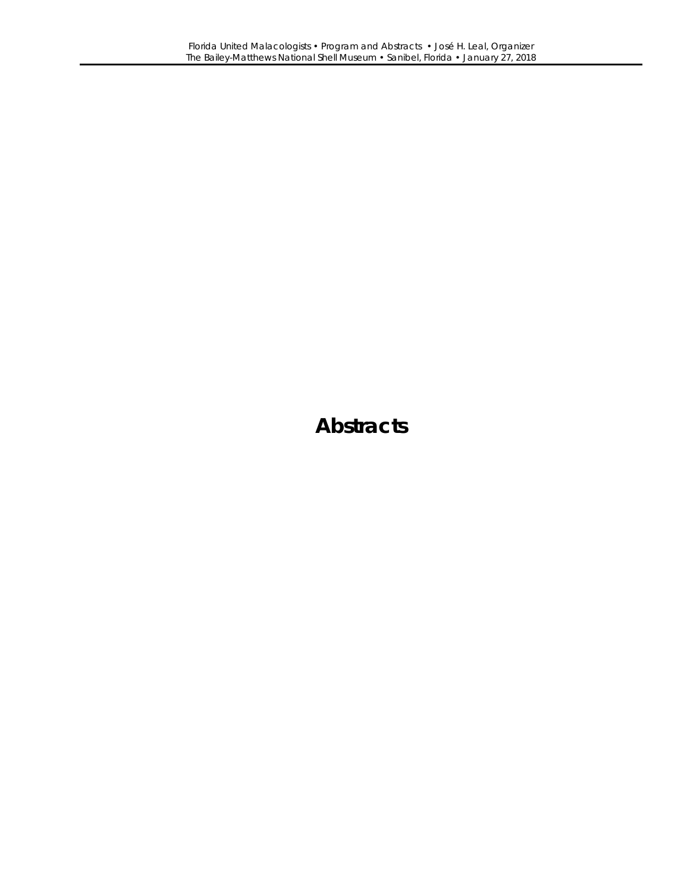# Abstracts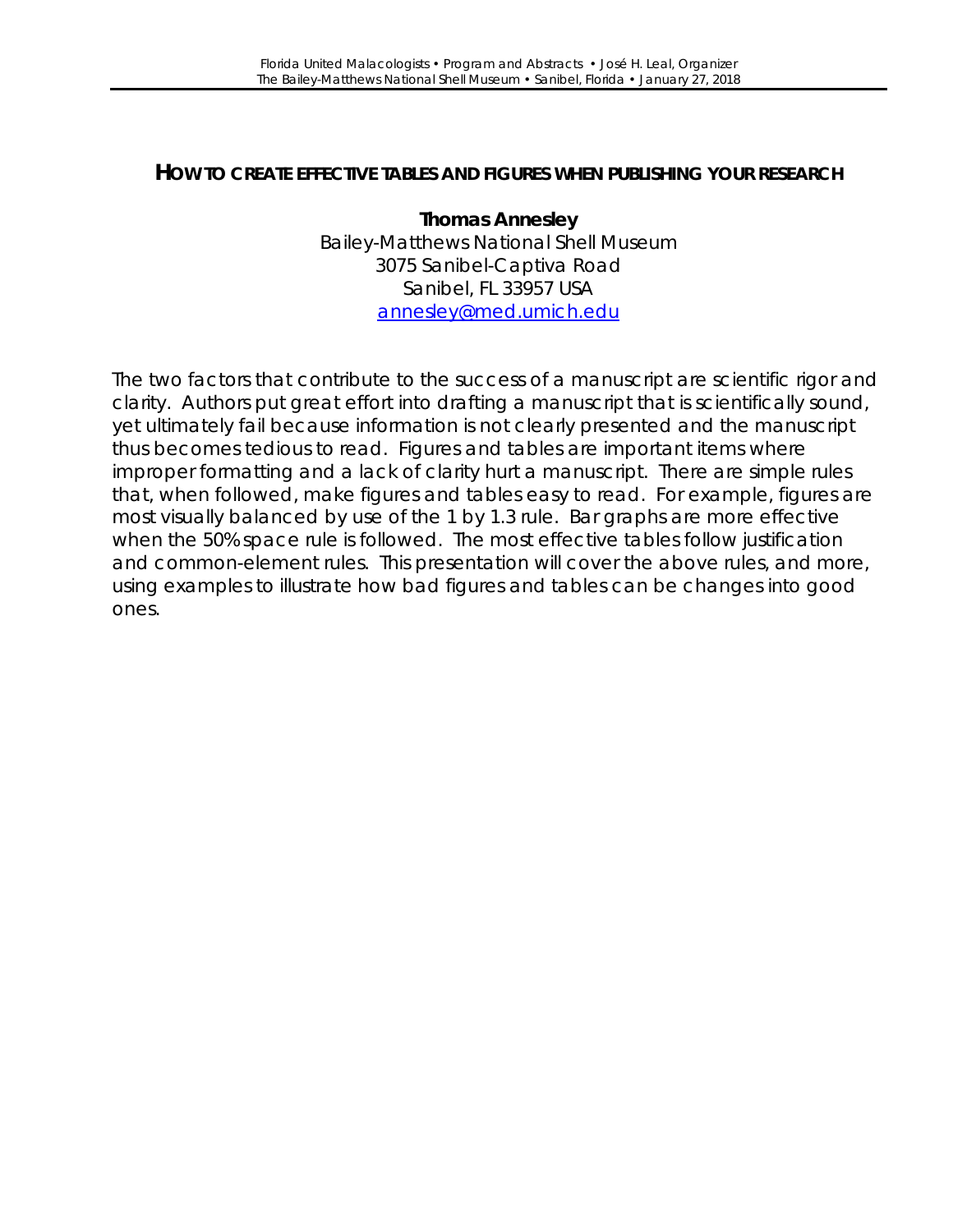## HOW TO CREATE EFFECTIVE TABLES AND FIGURES WHEN PUBLISHING YOUR RESEARCH

**Thomas Annesley**
Bailey-Matthews National Shell Museum
3075 Sanibel-Captiva Road
Sanibel, FL 33957 USA
annesley@med.umich.edu

The two factors that contribute to the success of a manuscript are scientific rigor and clarity. Authors put great effort into drafting a manuscript that is scientifically sound, yet ultimately fail because information is not clearly presented and the manuscript thus becomes tedious to read. Figures and tables are important items where improper formatting and a lack of clarity hurt a manuscript. There are simple rules that, when followed, make figures and tables easy to read. For example, figures are most visually balanced by use of the 1 by 1.3 rule. Bar graphs are more effective when the 50% space rule is followed. The most effective tables follow justification and common-element rules. This presentation will cover the above rules, and more, using examples to illustrate how bad figures and tables can be changes into good ones.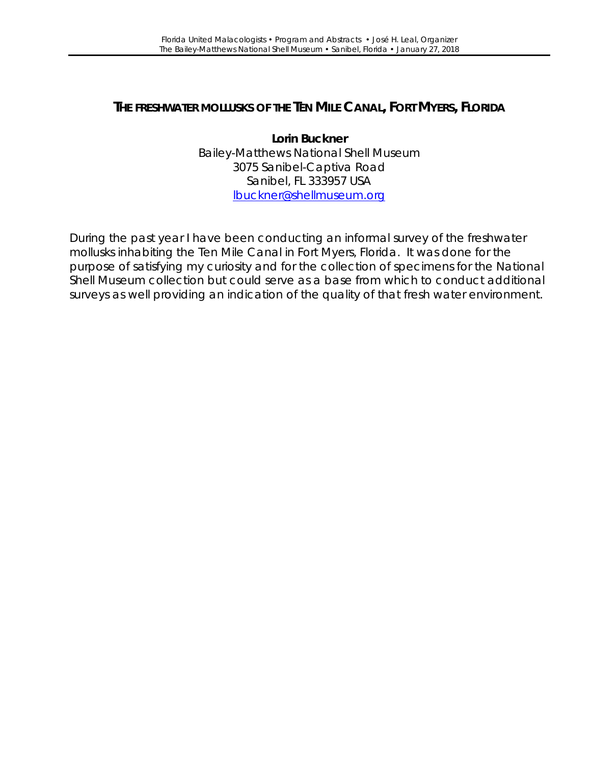## The freshwater mollusks of the Ten Mile Canal, Fort Myers, Florida

**Lorin Buckner**
Bailey-Matthews National Shell Museum
3075 Sanibel-Captiva Road
Sanibel, FL 333957 USA
lbuckner@shellmuseum.org

During the past year I have been conducting an informal survey of the freshwater mollusks inhabiting the Ten Mile Canal in Fort Myers, Florida. It was done for the purpose of satisfying my curiosity and for the collection of specimens for the National Shell Museum collection but could serve as a base from which to conduct additional surveys as well providing an indication of the quality of that fresh water environment.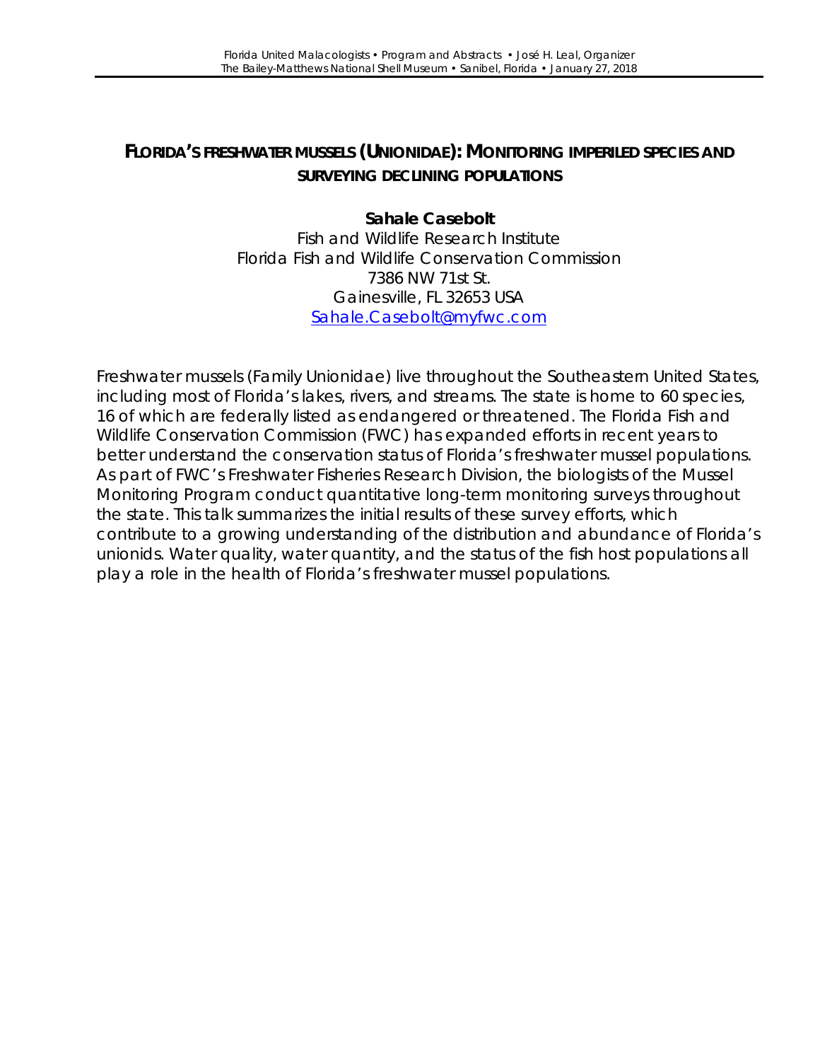## FLORIDA'S FRESHWATER MUSSELS (UNIONIDAE): MONITORING IMPERILED SPECIES AND SURVEYING DECLINING POPULATIONS

**Sahale Casebolt**

Fish and Wildlife Research Institute
Florida Fish and Wildlife Conservation Commission
7386 NW 71st St.
Gainesville, FL 32653 USA
Sahale.Casebolt@myfwc.com

Freshwater mussels (Family Unionidae) live throughout the Southeastern United States, including most of Florida's lakes, rivers, and streams. The state is home to 60 species, 16 of which are federally listed as endangered or threatened. The Florida Fish and Wildlife Conservation Commission (FWC) has expanded efforts in recent years to better understand the conservation status of Florida's freshwater mussel populations. As part of FWC's Freshwater Fisheries Research Division, the biologists of the Mussel Monitoring Program conduct quantitative long-term monitoring surveys throughout the state. This talk summarizes the initial results of these survey efforts, which contribute to a growing understanding of the distribution and abundance of Florida's unionids. Water quality, water quantity, and the status of the fish host populations all play a role in the health of Florida's freshwater mussel populations.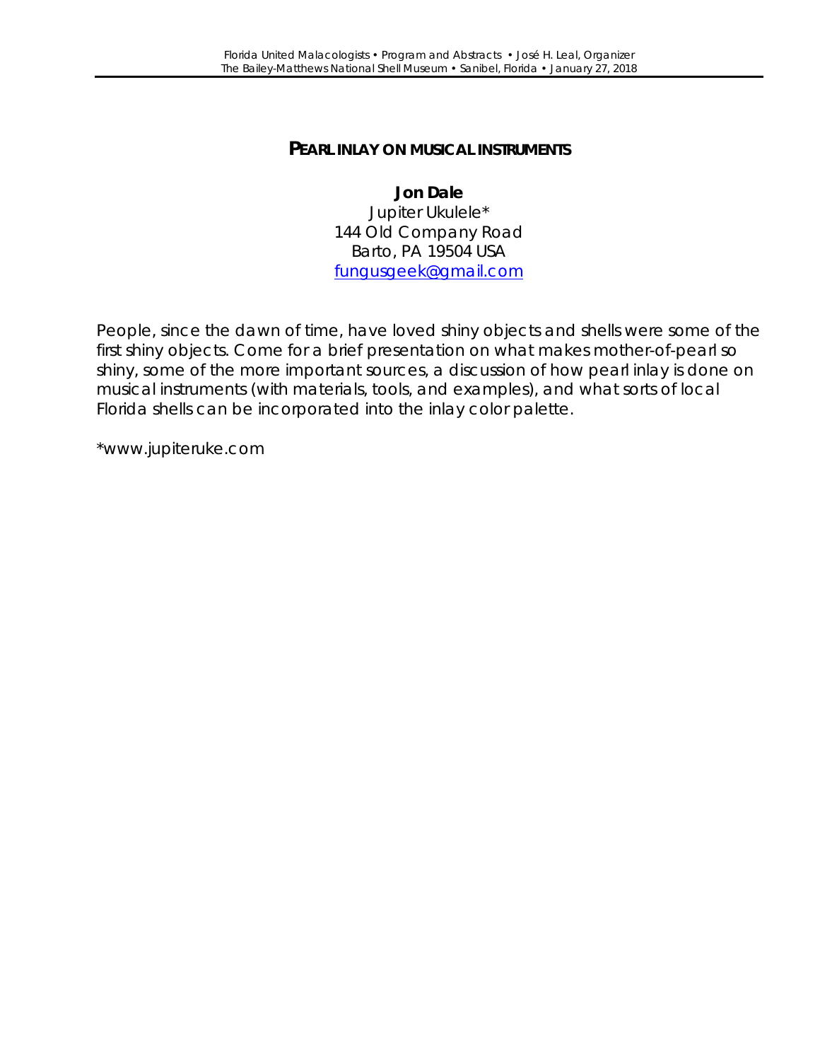## PEARL INLAY ON MUSICAL INSTRUMENTS

**Jon Dale**
Jupiter Ukulele*
144 Old Company Road
Barto, PA 19504 USA
fungusgeek@gmail.com

People, since the dawn of time, have loved shiny objects and shells were some of the first shiny objects. Come for a brief presentation on what makes mother-of-pearl so shiny, some of the more important sources, a discussion of how pearl inlay is done on musical instruments (with materials, tools, and examples), and what sorts of local Florida shells can be incorporated into the inlay color palette.

*www.jupiteruke.com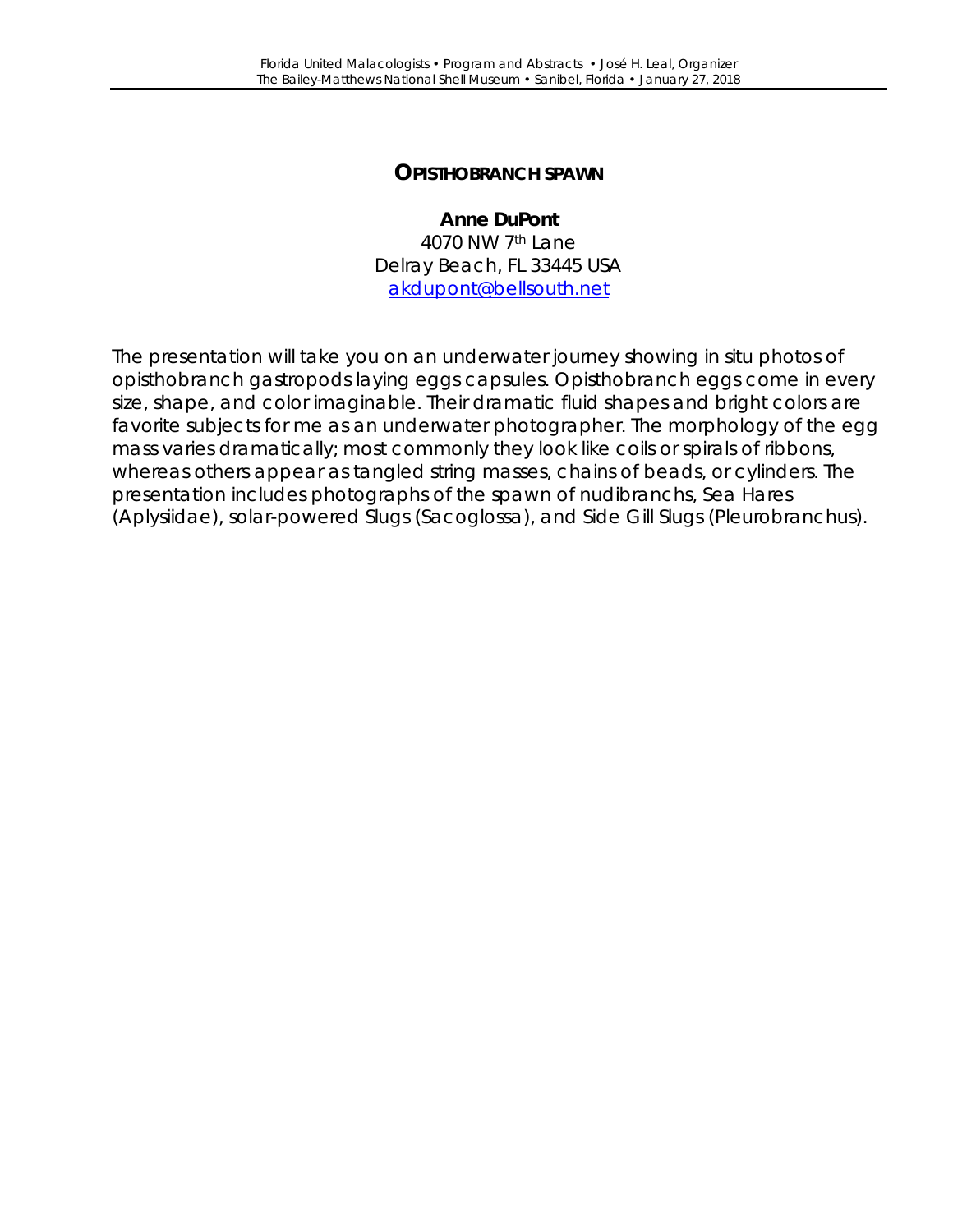## OPISTHOBRANCH SPAWN

**Anne DuPont**
4070 NW 7th Lane
Delray Beach, FL 33445 USA
akdupont@bellsouth.net

The presentation will take you on an underwater journey showing in situ photos of opisthobranch gastropods laying eggs capsules. Opisthobranch eggs come in every size, shape, and color imaginable. Their dramatic fluid shapes and bright colors are favorite subjects for me as an underwater photographer. The morphology of the egg mass varies dramatically; most commonly they look like coils or spirals of ribbons, whereas others appear as tangled string masses, chains of beads, or cylinders. The presentation includes photographs of the spawn of nudibranchs, Sea Hares (Aplysiidae), solar-powered Slugs (Sacoglossa), and Side Gill Slugs (Pleurobranchus).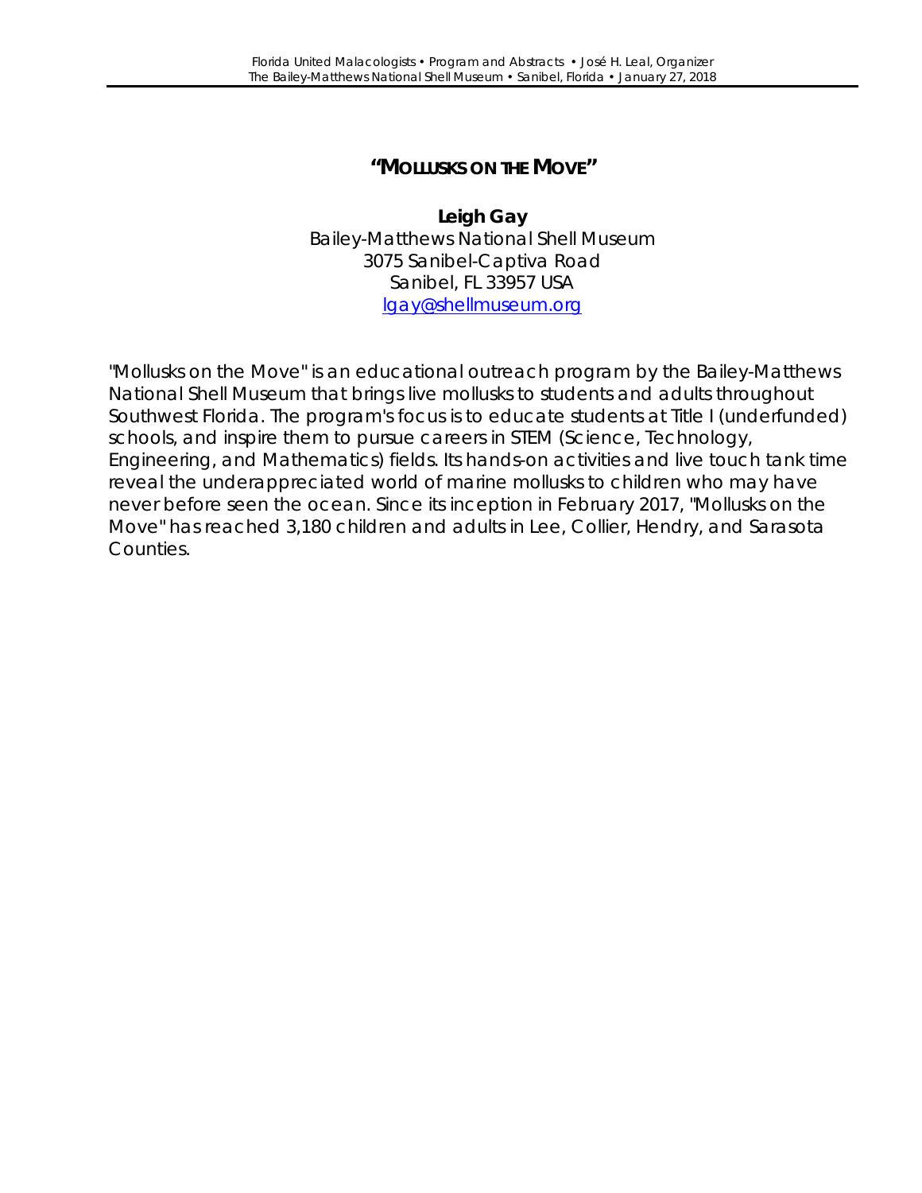## "MOLLUSKS ON THE MOVE"

**Leigh Gay**
Bailey-Matthews National Shell Museum
3075 Sanibel-Captiva Road
Sanibel, FL 33957 USA
lgay@shellmuseum.org

"Mollusks on the Move" is an educational outreach program by the Bailey-Matthews National Shell Museum that brings live mollusks to students and adults throughout Southwest Florida. The program's focus is to educate students at Title I (underfunded) schools, and inspire them to pursue careers in STEM (Science, Technology, Engineering, and Mathematics) fields. Its hands-on activities and live touch tank time reveal the underappreciated world of marine mollusks to children who may have never before seen the ocean. Since its inception in February 2017, "Mollusks on the Move" has reached 3,180 children and adults in Lee, Collier, Hendry, and Sarasota Counties.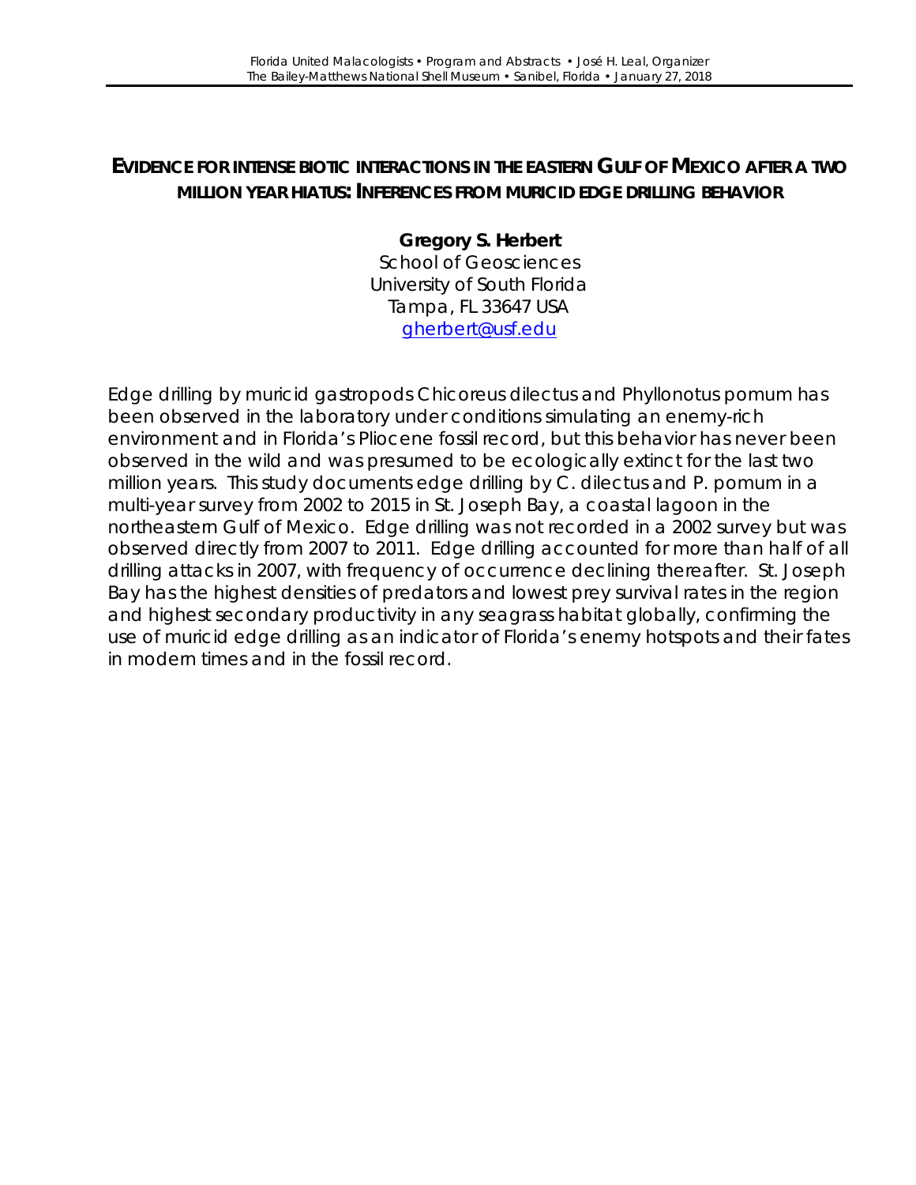## EVIDENCE FOR INTENSE BIOTIC INTERACTIONS IN THE EASTERN GULF OF MEXICO AFTER A TWO MILLION YEAR HIATUS: INFERENCES FROM MURICID EDGE DRILLING BEHAVIOR

**Gregory S. Herbert**
School of Geosciences
University of South Florida
Tampa, FL 33647 USA
gherbert@usf.edu

Edge drilling by muricid gastropods Chicoreus dilectus and Phyllonotus pomum has been observed in the laboratory under conditions simulating an enemy-rich environment and in Florida's Pliocene fossil record, but this behavior has never been observed in the wild and was presumed to be ecologically extinct for the last two million years. This study documents edge drilling by C. dilectus and P. pomum in a multi-year survey from 2002 to 2015 in St. Joseph Bay, a coastal lagoon in the northeastern Gulf of Mexico. Edge drilling was not recorded in a 2002 survey but was observed directly from 2007 to 2011. Edge drilling accounted for more than half of all drilling attacks in 2007, with frequency of occurrence declining thereafter. St. Joseph Bay has the highest densities of predators and lowest prey survival rates in the region and highest secondary productivity in any seagrass habitat globally, confirming the use of muricid edge drilling as an indicator of Florida's enemy hotspots and their fates in modern times and in the fossil record.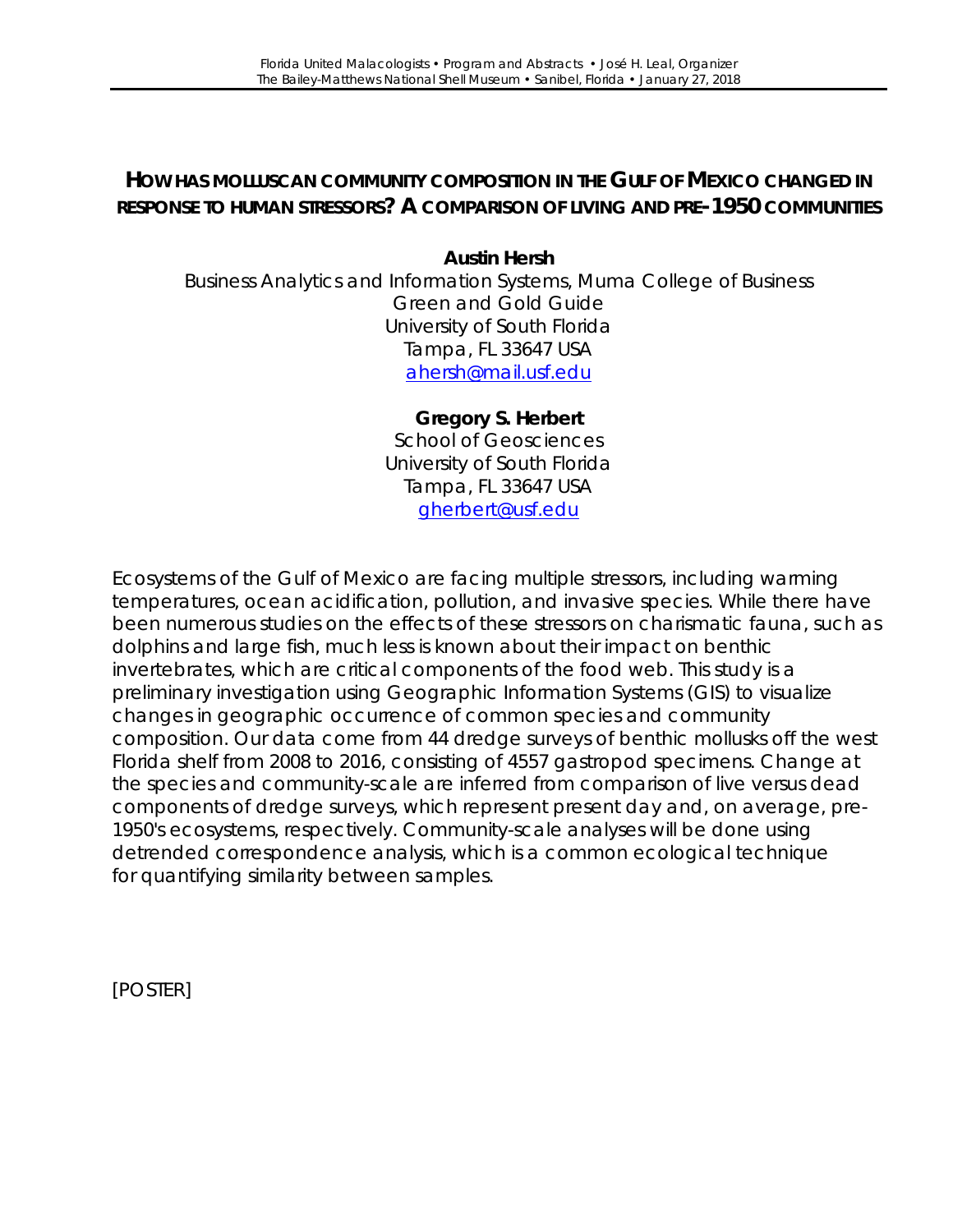## HOW HAS MOLLUSCAN COMMUNITY COMPOSITION IN THE GULF OF MEXICO CHANGED IN RESPONSE TO HUMAN STRESSORS? A COMPARISON OF LIVING AND PRE-1950 COMMUNITIES

**Austin Hersh**
Business Analytics and Information Systems, Muma College of Business
Green and Gold Guide
University of South Florida
Tampa, FL 33647 USA
ahersh@mail.usf.edu

**Gregory S. Herbert**
School of Geosciences
University of South Florida
Tampa, FL 33647 USA
gherbert@usf.edu

Ecosystems of the Gulf of Mexico are facing multiple stressors, including warming temperatures, ocean acidification, pollution, and invasive species. While there have been numerous studies on the effects of these stressors on charismatic fauna, such as dolphins and large fish, much less is known about their impact on benthic invertebrates, which are critical components of the food web. This study is a preliminary investigation using Geographic Information Systems (GIS) to visualize changes in geographic occurrence of common species and community composition. Our data come from 44 dredge surveys of benthic mollusks off the west Florida shelf from 2008 to 2016, consisting of 4557 gastropod specimens. Change at the species and community-scale are inferred from comparison of live versus dead components of dredge surveys, which represent present day and, on average, pre-1950's ecosystems, respectively. Community-scale analyses will be done using detrended correspondence analysis, which is a common ecological technique for quantifying similarity between samples.

[POSTER]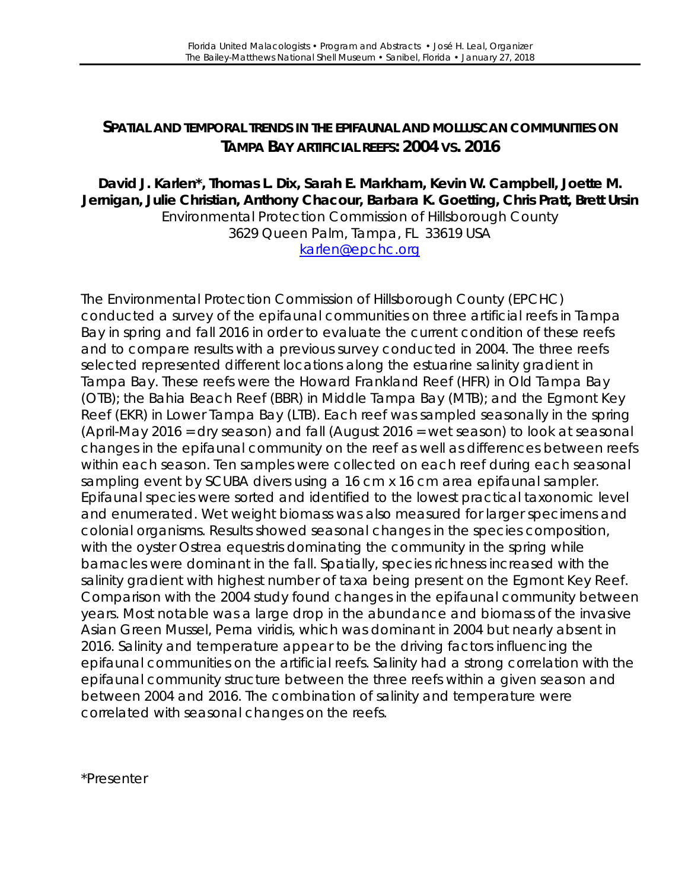## SPATIAL AND TEMPORAL TRENDS IN THE EPIFAUNAL AND MOLLUSCAN COMMUNITIES ON TAMPA BAY ARTIFICIAL REEFS: 2004 VS. 2016

**David J. Karlen*, Thomas L. Dix, Sarah E. Markham, Kevin W. Campbell, Joette M. Jernigan, Julie Christian, Anthony Chacour, Barbara K. Goetting, Chris Pratt, Brett Ursin**
Environmental Protection Commission of Hillsborough County
3629 Queen Palm, Tampa, FL 33619 USA
karlen@epchc.org

The Environmental Protection Commission of Hillsborough County (EPCHC) conducted a survey of the epifaunal communities on three artificial reefs in Tampa Bay in spring and fall 2016 in order to evaluate the current condition of these reefs and to compare results with a previous survey conducted in 2004. The three reefs selected represented different locations along the estuarine salinity gradient in Tampa Bay. These reefs were the Howard Frankland Reef (HFR) in Old Tampa Bay (OTB); the Bahia Beach Reef (BBR) in Middle Tampa Bay (MTB); and the Egmont Key Reef (EKR) in Lower Tampa Bay (LTB). Each reef was sampled seasonally in the spring (April-May 2016 = dry season) and fall (August 2016 = wet season) to look at seasonal changes in the epifaunal community on the reef as well as differences between reefs within each season. Ten samples were collected on each reef during each seasonal sampling event by SCUBA divers using a 16 cm x 16 cm area epifaunal sampler. Epifaunal species were sorted and identified to the lowest practical taxonomic level and enumerated. Wet weight biomass was also measured for larger specimens and colonial organisms. Results showed seasonal changes in the species composition, with the oyster *Ostrea equestris* dominating the community in the spring while barnacles were dominant in the fall. Spatially, species richness increased with the salinity gradient with highest number of taxa being present on the Egmont Key Reef. Comparison with the 2004 study found changes in the epifaunal community between years. Most notable was a large drop in the abundance and biomass of the invasive Asian Green Mussel, *Perna viridis*, which was dominant in 2004 but nearly absent in 2016. Salinity and temperature appear to be the driving factors influencing the epifaunal communities on the artificial reefs. Salinity had a strong correlation with the epifaunal community structure between the three reefs within a given season and between 2004 and 2016. The combination of salinity and temperature were correlated with seasonal changes on the reefs.

*Presenter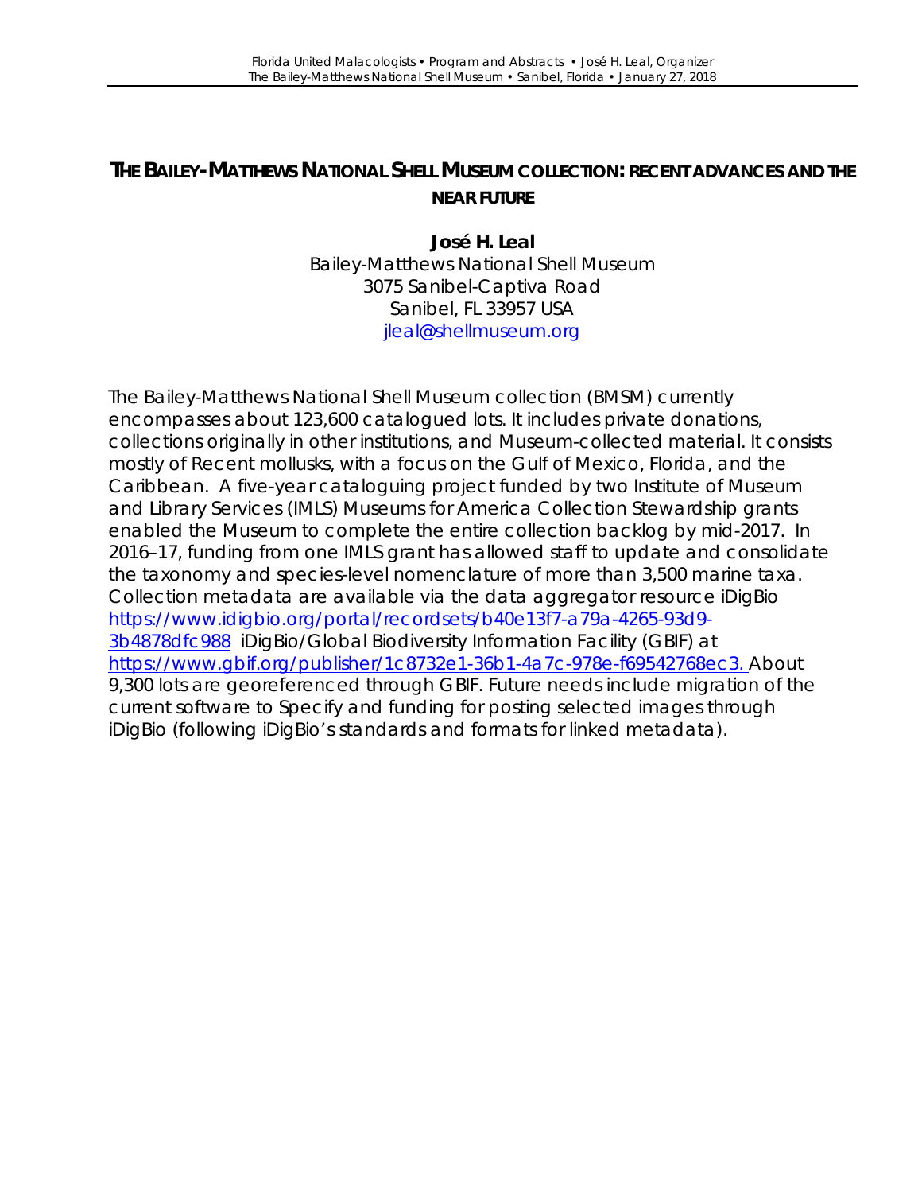## THE BAILEY-MATTHEWS NATIONAL SHELL MUSEUM COLLECTION: RECENT ADVANCES AND THE NEAR FUTURE

**José H. Leal**
Bailey-Matthews National Shell Museum
3075 Sanibel-Captiva Road
Sanibel, FL 33957 USA
jleal@shellmuseum.org

The Bailey-Matthews National Shell Museum collection (BMSM) currently encompasses about 123,600 catalogued lots. It includes private donations, collections originally in other institutions, and Museum-collected material. It consists mostly of Recent mollusks, with a focus on the Gulf of Mexico, Florida, and the Caribbean. A five-year cataloguing project funded by two Institute of Museum and Library Services (IMLS) Museums for America Collection Stewardship grants enabled the Museum to complete the entire collection backlog by mid-2017. In 2016–17, funding from one IMLS grant has allowed staff to update and consolidate the taxonomy and species-level nomenclature of more than 3,500 marine taxa. Collection metadata are available via the data aggregator resource iDigBio https://www.idigbio.org/portal/recordsets/b40e13f7-a79a-4265-93d9-3b4878dfc988 iDigBio/Global Biodiversity Information Facility (GBIF) at https://www.gbif.org/publisher/1c8732e1-36b1-4a7c-978e-f69542768ec3. About 9,300 lots are georeferenced through GBIF. Future needs include migration of the current software to Specify and funding for posting selected images through iDigBio (following iDigBio's standards and formats for linked metadata).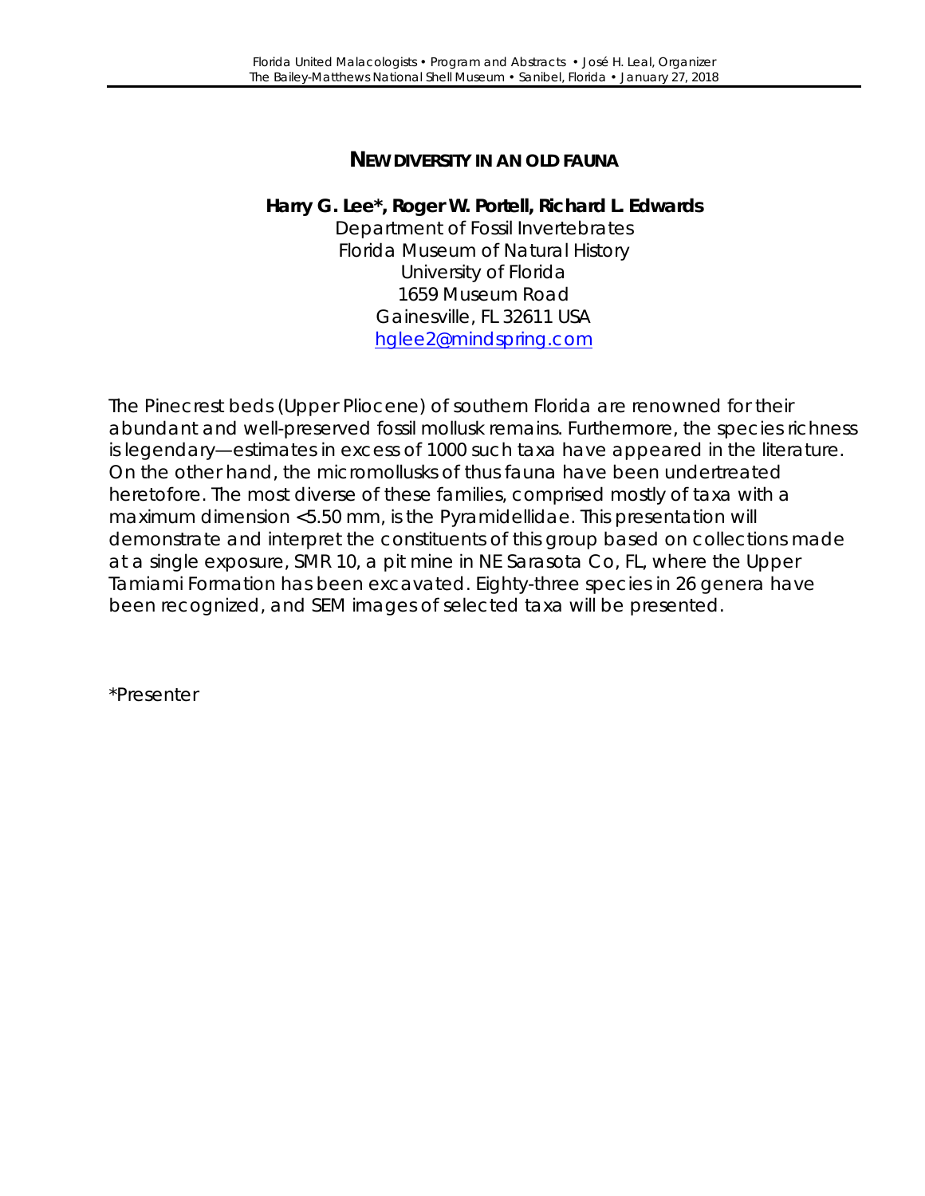## NEW DIVERSITY IN AN OLD FAUNA

**Harry G. Lee*, Roger W. Portell, Richard L. Edwards**

Department of Fossil Invertebrates
Florida Museum of Natural History
University of Florida
1659 Museum Road
Gainesville, FL 32611 USA
hglee2@mindspring.com

The Pinecrest beds (Upper Pliocene) of southern Florida are renowned for their abundant and well-preserved fossil mollusk remains. Furthermore, the species richness is legendary—estimates in excess of 1000 such taxa have appeared in the literature. On the other hand, the micromollusks of thus fauna have been undertreated heretofore. The most diverse of these families, comprised mostly of taxa with a maximum dimension <5.50 mm, is the Pyramidellidae. This presentation will demonstrate and interpret the constituents of this group based on collections made at a single exposure, SMR 10, a pit mine in NE Sarasota Co, FL, where the Upper Tamiami Formation has been excavated. Eighty-three species in 26 genera have been recognized, and SEM images of selected taxa will be presented.

*Presenter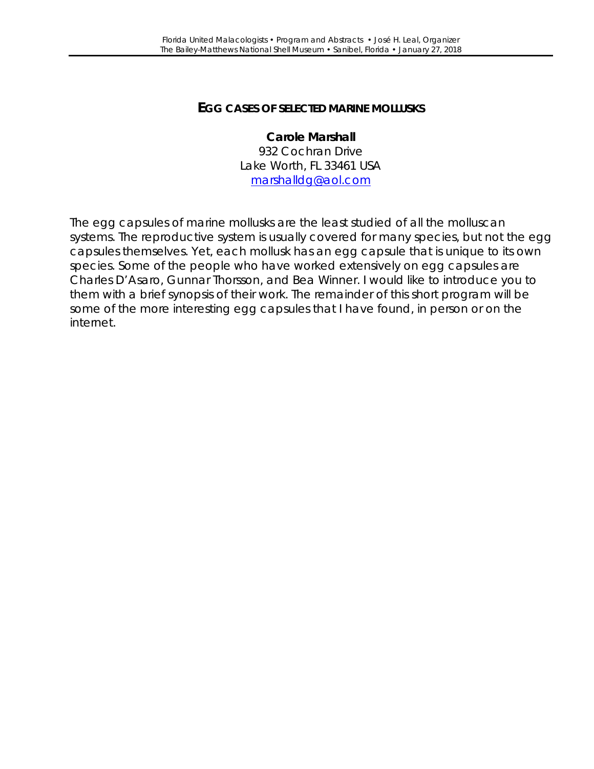# EGG CASES OF SELECTED MARINE MOLLUSKS

**Carole Marshall**
932 Cochran Drive
Lake Worth, FL 33461 USA
marshalldg@aol.com

The egg capsules of marine mollusks are the least studied of all the molluscan systems. The reproductive system is usually covered for many species, but not the egg capsules themselves. Yet, each mollusk has an egg capsule that is unique to its own species. Some of the people who have worked extensively on egg capsules are Charles D'Asaro, Gunnar Thorsson, and Bea Winner. I would like to introduce you to them with a brief synopsis of their work. The remainder of this short program will be some of the more interesting egg capsules that I have found, in person or on the internet.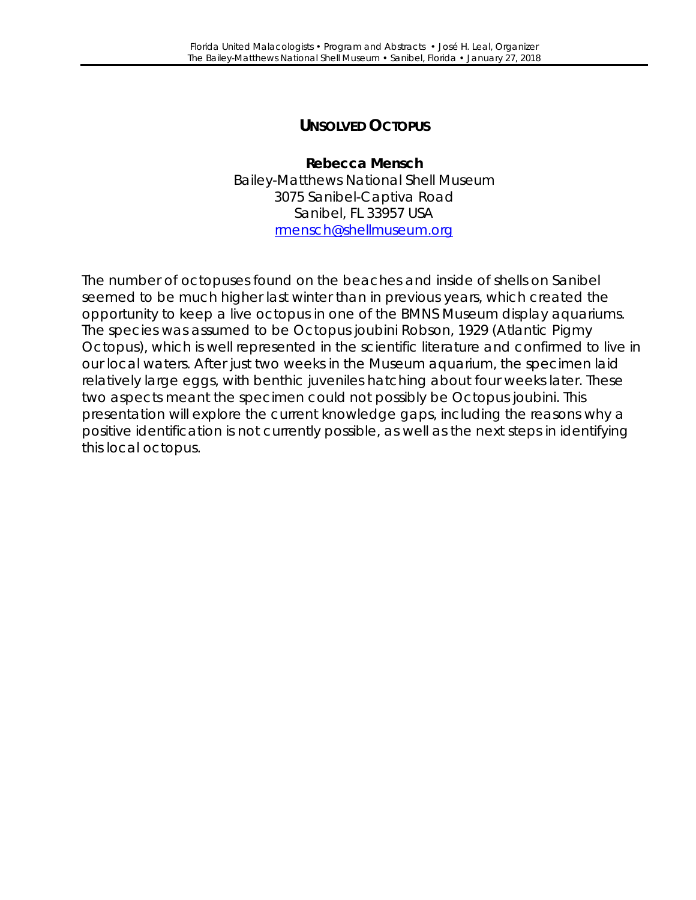# UNSOLVED OCTOPUS

**Rebecca Mensch**
Bailey-Matthews National Shell Museum
3075 Sanibel-Captiva Road
Sanibel, FL 33957 USA
rmensch@shellmuseum.org

The number of octopuses found on the beaches and inside of shells on Sanibel seemed to be much higher last winter than in previous years, which created the opportunity to keep a live octopus in one of the BMNS Museum display aquariums. The species was assumed to be Octopus joubini Robson, 1929 (Atlantic Pigmy Octopus), which is well represented in the scientific literature and confirmed to live in our local waters. After just two weeks in the Museum aquarium, the specimen laid relatively large eggs, with benthic juveniles hatching about four weeks later. These two aspects meant the specimen could not possibly be Octopus joubini. This presentation will explore the current knowledge gaps, including the reasons why a positive identification is not currently possible, as well as the next steps in identifying this local octopus.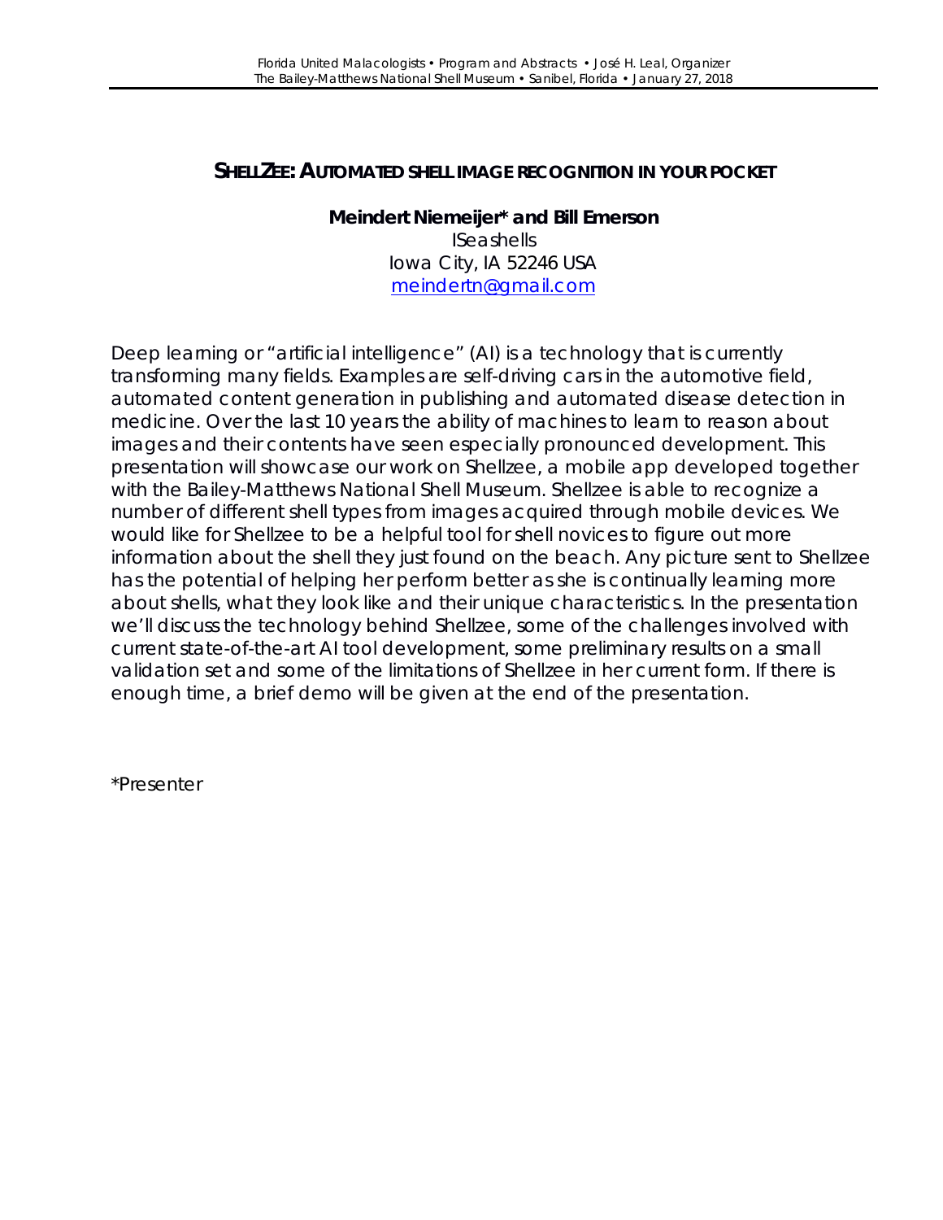## SHELLZEE: AUTOMATED SHELL IMAGE RECOGNITION IN YOUR POCKET

**Meindert Niemeijer* and Bill Emerson**
ISeashells
Iowa City, IA 52246 USA
meindertn@gmail.com

Deep learning or "artificial intelligence" (AI) is a technology that is currently transforming many fields. Examples are self-driving cars in the automotive field, automated content generation in publishing and automated disease detection in medicine. Over the last 10 years the ability of machines to learn to reason about images and their contents have seen especially pronounced development. This presentation will showcase our work on Shellzee, a mobile app developed together with the Bailey-Matthews National Shell Museum. Shellzee is able to recognize a number of different shell types from images acquired through mobile devices. We would like for Shellzee to be a helpful tool for shell novices to figure out more information about the shell they just found on the beach. Any picture sent to Shellzee has the potential of helping her perform better as she is continually learning more about shells, what they look like and their unique characteristics. In the presentation we'll discuss the technology behind Shellzee, some of the challenges involved with current state-of-the-art AI tool development, some preliminary results on a small validation set and some of the limitations of Shellzee in her current form. If there is enough time, a brief demo will be given at the end of the presentation.

*Presenter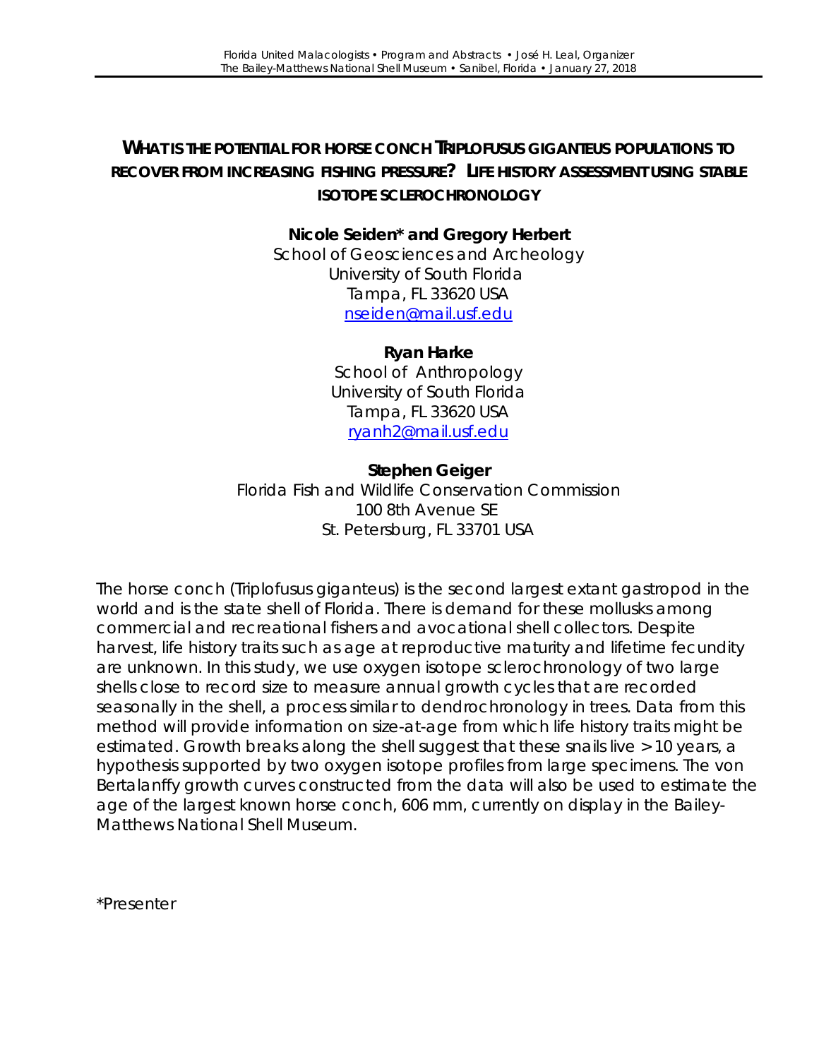# WHAT IS THE POTENTIAL FOR HORSE CONCH TRIPLOFUSUS GIGANTEUS POPULATIONS TO RECOVER FROM INCREASING FISHING PRESSURE? LIFE HISTORY ASSESSMENT USING STABLE ISOTOPE SCLEROCHRONOLOGY

**Nicole Seiden* and Gregory Herbert**
School of Geosciences and Archeology
University of South Florida
Tampa, FL 33620 USA
nseiden@mail.usf.edu

**Ryan Harke**
School of Anthropology
University of South Florida
Tampa, FL 33620 USA
ryanh2@mail.usf.edu

**Stephen Geiger**
Florida Fish and Wildlife Conservation Commission
100 8th Avenue SE
St. Petersburg, FL 33701 USA

The horse conch (*Triplofusus giganteus*) is the second largest extant gastropod in the world and is the state shell of Florida. There is demand for these mollusks among commercial and recreational fishers and avocational shell collectors. Despite harvest, life history traits such as age at reproductive maturity and lifetime fecundity are unknown. In this study, we use oxygen isotope sclerochronology of two large shells close to record size to measure annual growth cycles that are recorded seasonally in the shell, a process similar to dendrochronology in trees. Data from this method will provide information on size-at-age from which life history traits might be estimated. Growth breaks along the shell suggest that these snails live >10 years, a hypothesis supported by two oxygen isotope profiles from large specimens. The von Bertalanffy growth curves constructed from the data will also be used to estimate the age of the largest known horse conch, 606 mm, currently on display in the Bailey-Matthews National Shell Museum.

*Presenter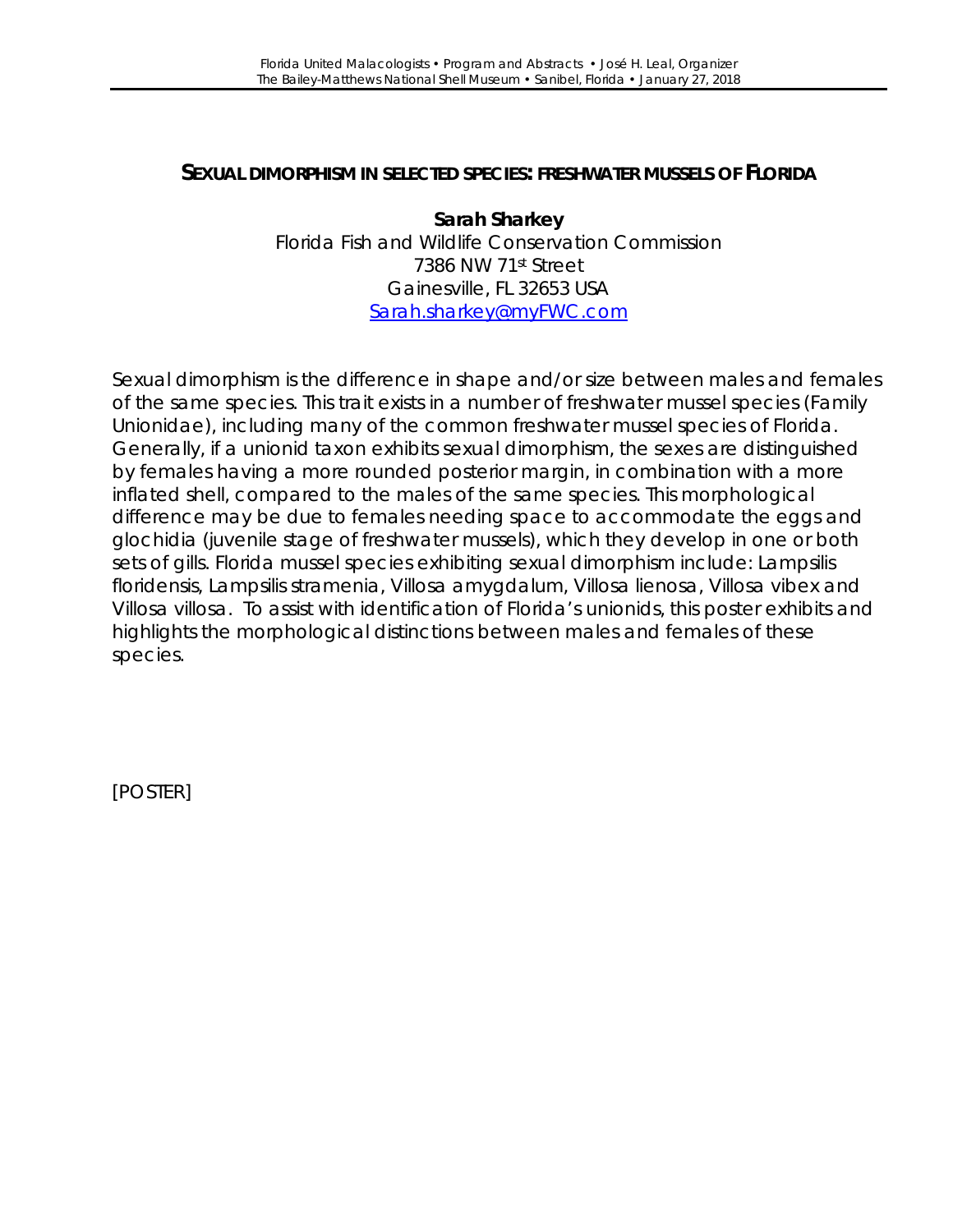## SEXUAL DIMORPHISM IN SELECTED SPECIES: FRESHWATER MUSSELS OF FLORIDA

**Sarah Sharkey**
Florida Fish and Wildlife Conservation Commission
7386 NW 71st Street
Gainesville, FL 32653 USA
Sarah.sharkey@myFWC.com

Sexual dimorphism is the difference in shape and/or size between males and females of the same species. This trait exists in a number of freshwater mussel species (Family Unionidae), including many of the common freshwater mussel species of Florida. Generally, if a unionid taxon exhibits sexual dimorphism, the sexes are distinguished by females having a more rounded posterior margin, in combination with a more inflated shell, compared to the males of the same species. This morphological difference may be due to females needing space to accommodate the eggs and glochidia (juvenile stage of freshwater mussels), which they develop in one or both sets of gills. Florida mussel species exhibiting sexual dimorphism include: *Lampsilis floridensis, Lampsilis stramenia, Villosa amygdalum, Villosa lienosa, Villosa vibex* and *Villosa villosa*. To assist with identification of Florida's unionids, this poster exhibits and highlights the morphological distinctions between males and females of these species.

[POSTER]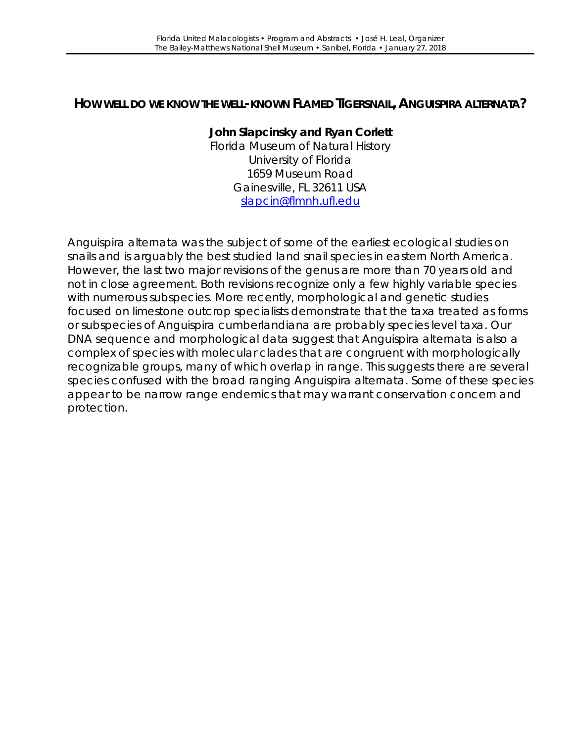## HOW WELL DO WE KNOW THE WELL-KNOWN FLAMED TIGERSNAIL, *ANGUISPIRA ALTERNATA*?

**John Slapcinsky and Ryan Corlett**
Florida Museum of Natural History
University of Florida
1659 Museum Road
Gainesville, FL 32611 USA
slapcin@flmnh.ufl.edu

*Anguispira alternata* was the subject of some of the earliest ecological studies on snails and is arguably the best studied land snail species in eastern North America. However, the last two major revisions of the genus are more than 70 years old and not in close agreement. Both revisions recognize only a few highly variable species with numerous subspecies. More recently, morphological and genetic studies focused on limestone outcrop specialists demonstrate that the taxa treated as forms or subspecies of *Anguispira cumberlandiana* are probably species level taxa. Our DNA sequence and morphological data suggest that *Anguispira alternata* is also a complex of species with molecular clades that are congruent with morphologically recognizable groups, many of which overlap in range. This suggests there are several species confused with the broad ranging *Anguispira alternata*. Some of these species appear to be narrow range endemics that may warrant conservation concern and protection.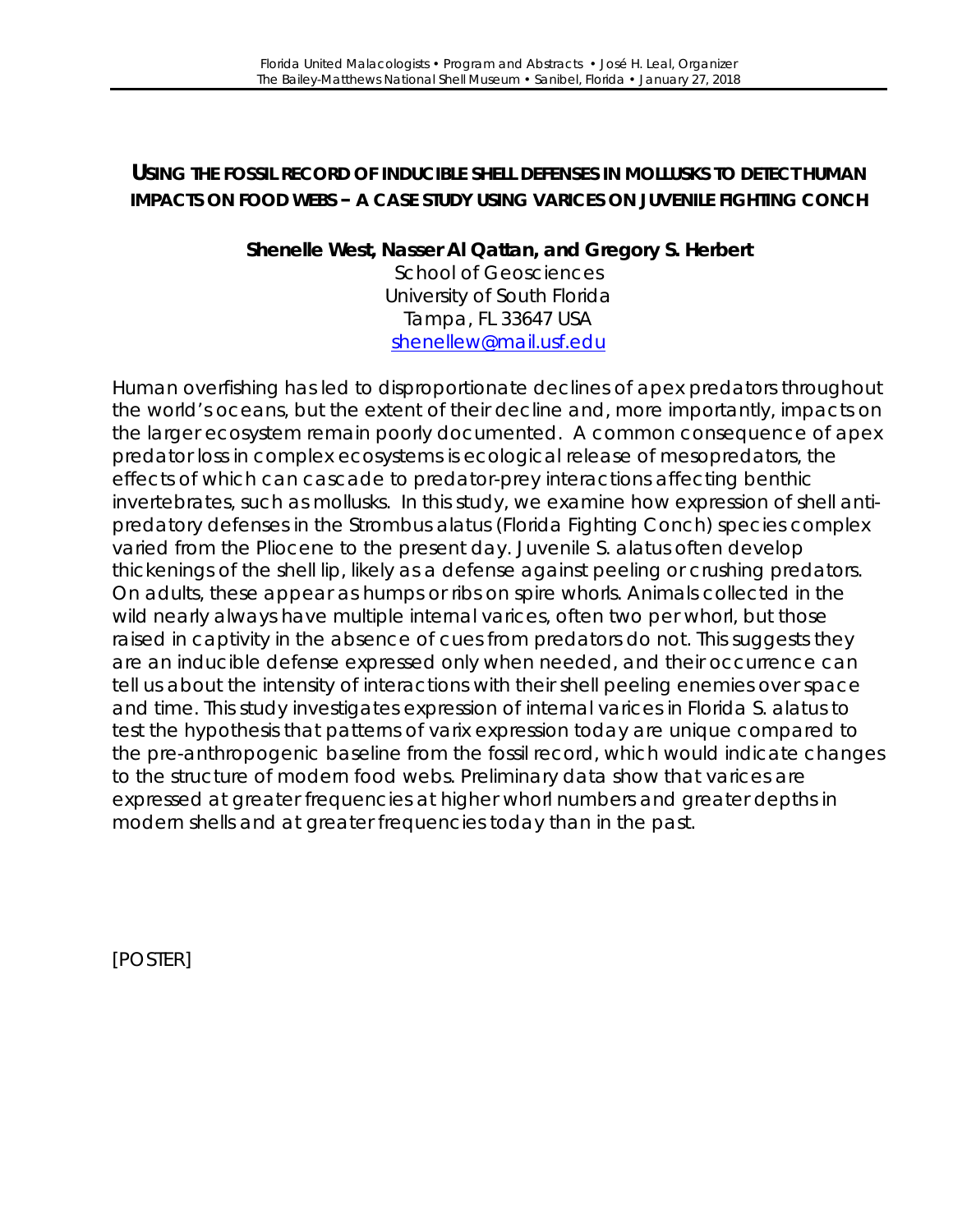## USING THE FOSSIL RECORD OF INDUCIBLE SHELL DEFENSES IN MOLLUSKS TO DETECT HUMAN IMPACTS ON FOOD WEBS – A CASE STUDY USING VARICES ON JUVENILE FIGHTING CONCH

**Shenelle West, Nasser Al Qattan, and Gregory S. Herbert**

School of Geosciences
University of South Florida
Tampa, FL 33647 USA
shenellew@mail.usf.edu

Human overfishing has led to disproportionate declines of apex predators throughout the world's oceans, but the extent of their decline and, more importantly, impacts on the larger ecosystem remain poorly documented. A common consequence of apex predator loss in complex ecosystems is ecological release of mesopredators, the effects of which can cascade to predator-prey interactions affecting benthic invertebrates, such as mollusks. In this study, we examine how expression of shell anti-predatory defenses in the *Strombus alatus* (Florida Fighting Conch) species complex varied from the Pliocene to the present day. Juvenile *S. alatus* often develop thickenings of the shell lip, likely as a defense against peeling or crushing predators. On adults, these appear as humps or ribs on spire whorls. Animals collected in the wild nearly always have multiple internal varices, often two per whorl, but those raised in captivity in the absence of cues from predators do not. This suggests they are an inducible defense expressed only when needed, and their occurrence can tell us about the intensity of interactions with their shell peeling enemies over space and time. This study investigates expression of internal varices in Florida *S. alatus* to test the hypothesis that patterns of varix expression today are unique compared to the pre-anthropogenic baseline from the fossil record, which would indicate changes to the structure of modern food webs. Preliminary data show that varices are expressed at greater frequencies at higher whorl numbers and greater depths in modern shells and at greater frequencies today than in the past.

[POSTER]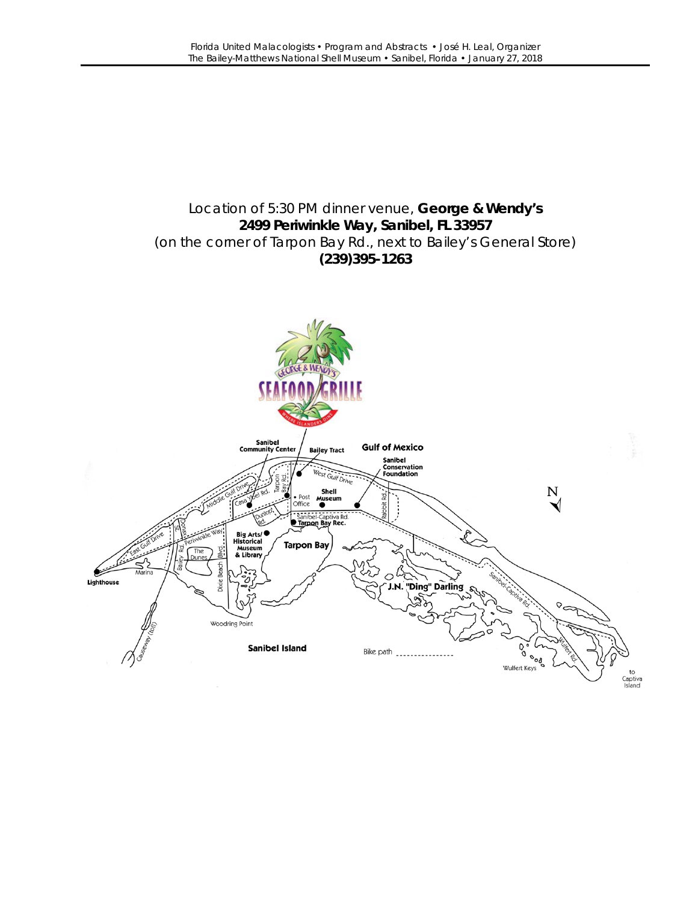Location of 5:30 PM dinner venue, **George & Wendy's**
**2499 Periwinkle Way, Sanibel, FL 33957**
(on the corner of Tarpon Bay Rd., next to Bailey's General Store)
**(239)395-1263**

GEORGE & WENDY'S
SEAFOOD GRILLE
WHERE ISLANDERS DINE

Sanibel Community Center
Bailey Tract
Gulf of Mexico
Sanibel Conservation Foundation
West Gulf Drive
Middle Gulf Drive
Casa Ybel Rd.
Tarpon Bay Rd.
Post Office
Shell Museum
Rabbit Rd.
N
Dunlop Rd.
Sanibel-Captiva Rd.
Tarpon Bay Rec.
East Gulf Drive
Periwinkle Way
Donax
Big Arts/ Historical Museum & Library
Tarpon Bay
Bailey Rd.
The Dunes
Dixie Beach Blvd.
Marina
Lighthouse
J.N. "Ding" Darling
Sanibel-Captiva Rd.
Causeway (toll)
Woodring Point
Sanibel Island
Bike path
Wulfert Rd.
Wulfert Keys
to Captiva Island